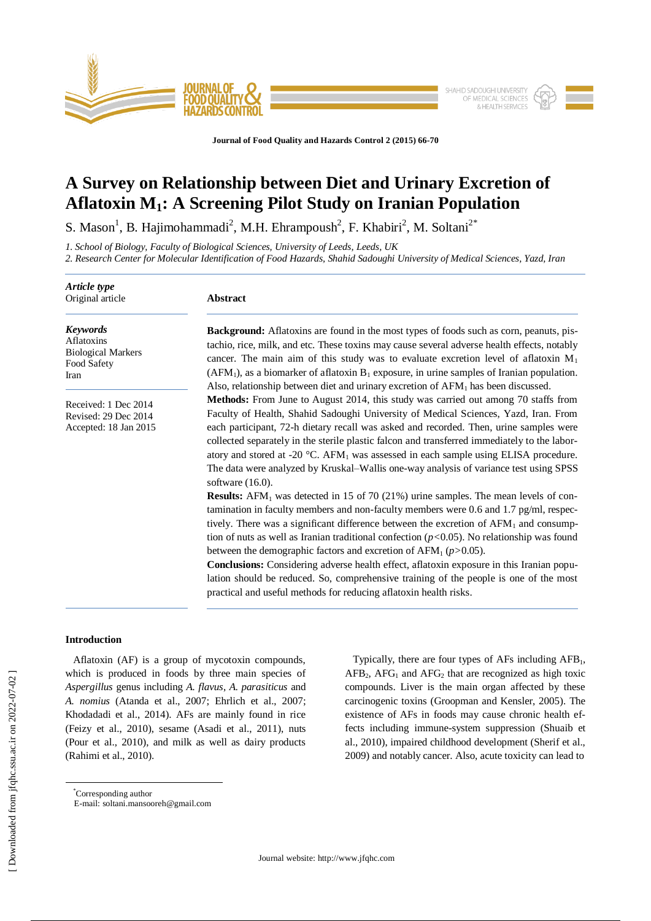# A Survey on Relationship between Diet and Urinary Excretion of Aflatoxin $M_1$: A Screening Pilot Study on Iranian Population

S. Mason[1], B. Hajimohammadi[2], M.H. Ehrampoush[2], F. Khabiri[2], M. Soltani[2*]

*1. School of Biology, Faculty of Biological Sciences, University of Leeds, Leeds, UK*
*2. Research Center for Molecular Identification of Food Hazards, Shahid Sadoughi University of Medical Sciences, Yazd, Iran*

***Article type***
Original article

***Keywords***
Aflatoxins
Biological Markers
Food Safety
Iran

Received: 1 Dec 2014
Revised: 29 Dec 2014
Accepted: 18 Jan 2015

## Abstract

**Background:** Aflatoxins are found in the most types of foods such as corn, peanuts, pistachio, rice, milk, and etc. These toxins may cause several adverse health effects, notably cancer. The main aim of this study was to evaluate excretion level of aflatoxin $M_1$ ($AFM_1$), as a biomarker of aflatoxin $B_1$ exposure, in urine samples of Iranian population. Also, relationship between diet and urinary excretion of $AFM_1$ has been discussed.

**Methods:** From June to August 2014, this study was carried out among 70 staffs from Faculty of Health, Shahid Sadoughi University of Medical Sciences, Yazd, Iran. From each participant, 72-h dietary recall was asked and recorded. Then, urine samples were collected separately in the sterile plastic falcon and transferred immediately to the laboratory and stored at -20 °C. $AFM_1$ was assessed in each sample using ELISA procedure. The data were analyzed by Kruskal–Wallis one-way analysis of variance test using SPSS software (16.0).

**Results:** $AFM_1$ was detected in 15 of 70 (21%) urine samples. The mean levels of contamination in faculty members and non-faculty members were 0.6 and 1.7 pg/ml, respectively. There was a significant difference between the excretion of $AFM_1$ and consumption of nuts as well as Iranian traditional confection ($p<0.05$). No relationship was found between the demographic factors and excretion of $AFM_1$ ($p>0.05$).

**Conclusions:** Considering adverse health effect, aflatoxin exposure in this Iranian population should be reduced. So, comprehensive training of the people is one of the most practical and useful methods for reducing aflatoxin health risks.

## Introduction

Aflatoxin (AF) is a group of mycotoxin compounds, which is produced in foods by three main species of *Aspergillus* genus including *A. flavus*, *A. parasiticus* and *A. nomius* (Atanda et al., 2007; Ehrlich et al., 2007; Khodadadi et al., 2014). AFs are mainly found in rice (Feizy et al., 2010), sesame (Asadi et al., 2011), nuts (Pour et al., 2010), and milk as well as dairy products (Rahimi et al., 2010).

Typically, there are four types of AFs including $AFB_1$, $AFB_2$, $AFG_1$ and $AFG_2$ that are recognized as high toxic compounds. Liver is the main organ affected by these carcinogenic toxins (Groopman and Kensler, 2005). The existence of AFs in foods may cause chronic health effects including immune-system suppression (Shuaib et al., 2010), impaired childhood development (Sherif et al., 2009) and notably cancer. Also, acute toxicity can lead to

*Corresponding author
E-mail: soltani.mansooreh@gmail.com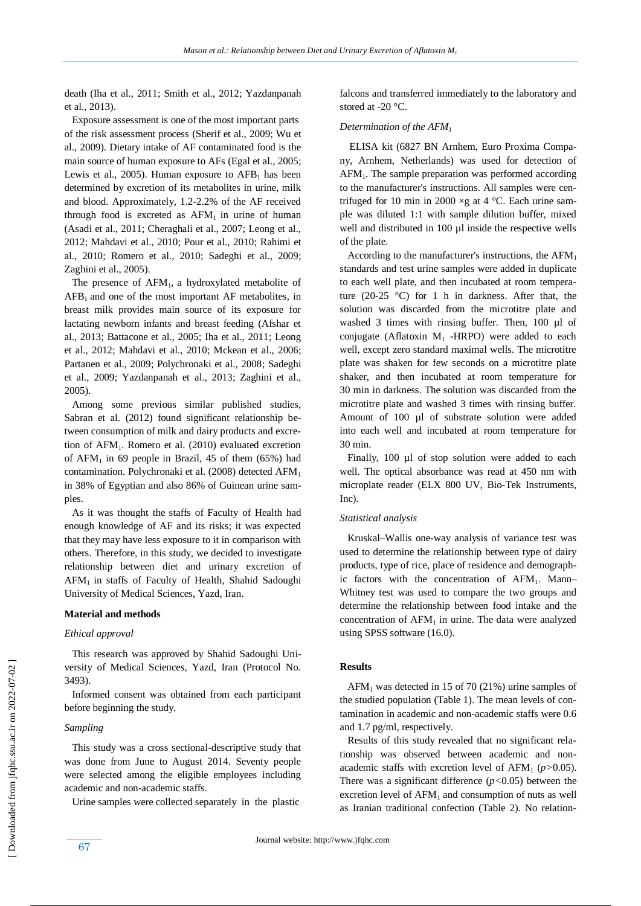death (Iha et al., 2011; Smith et al., 2012; Yazdanpanah et al., 2013).

Exposure assessment is one of the most important parts of the risk assessment process (Sherif et al., 2009; Wu et al., 2009). Dietary intake of AF contaminated food is the main source of human exposure to AFs (Egal et al., 2005; Lewis et al., 2005). Human exposure to $AFB_1$ has been determined by excretion of its metabolites in urine, milk and blood. Approximately, 1.2-2.2% of the AF received through food is excreted as $AFM_1$ in urine of human (Asadi et al., 2011; Cheraghali et al., 2007; Leong et al., 2012; Mahdavi et al., 2010; Pour et al., 2010; Rahimi et al., 2010; Romero et al., 2010; Sadeghi et al., 2009; Zaghini et al., 2005).

The presence of $AFM_1$, a hydroxylated metabolite of $AFB_1$ and one of the most important AF metabolites, in breast milk provides main source of its exposure for lactating newborn infants and breast feeding (Afshar et al., 2013; Battacone et al., 2005; Iha et al., 2011; Leong et al., 2012; Mahdavi et al., 2010; Mckean et al., 2006; Partanen et al., 2009; Polychronaki et al., 2008; Sadeghi et al., 2009; Yazdanpanah et al., 2013; Zaghini et al., 2005).

Among some previous similar published studies, Sabran et al. (2012) found significant relationship between consumption of milk and dairy products and excretion of $AFM_1$. Romero et al. (2010) evaluated excretion of $AFM_1$ in 69 people in Brazil, 45 of them (65%) had contamination. Polychronaki et al. (2008) detected $AFM_1$ in 38% of Egyptian and also 86% of Guinean urine samples.

As it was thought the staffs of Faculty of Health had enough knowledge of AF and its risks; it was expected that they may have less exposure to it in comparison with others. Therefore, in this study, we decided to investigate relationship between diet and urinary excretion of $AFM_1$ in staffs of Faculty of Health, Shahid Sadoughi University of Medical Sciences, Yazd, Iran.

## Material and methods

### *Ethical approval*

This research was approved by Shahid Sadoughi University of Medical Sciences, Yazd, Iran (Protocol No. 3493).

Informed consent was obtained from each participant before beginning the study.

### *Sampling*

This study was a cross sectional-descriptive study that was done from June to August 2014. Seventy people were selected among the eligible employees including academic and non-academic staffs.

Urine samples were collected separately in the plastic falcons and transferred immediately to the laboratory and stored at -20 °C.

### *Determination of the $AFM_1$*

ELISA kit (6827 BN Arnhem, Euro Proxima Company, Arnhem, Netherlands) was used for detection of $AFM_1$. The sample preparation was performed according to the manufacturer's instructions. All samples were centrifuged for 10 min in 2000 ×g at 4 °C. Each urine sample was diluted 1:1 with sample dilution buffer, mixed well and distributed in 100 µl inside the respective wells of the plate.

According to the manufacturer's instructions, the $AFM_1$ standards and test urine samples were added in duplicate to each well plate, and then incubated at room temperature (20-25 °C) for 1 h in darkness. After that, the solution was discarded from the microtitre plate and washed 3 times with rinsing buffer. Then, 100 µl of conjugate (Aflatoxin $M_1$ -HRPO) were added to each well, except zero standard maximal wells. The microtitre plate was shaken for few seconds on a microtitre plate shaker, and then incubated at room temperature for 30 min in darkness. The solution was discarded from the microtitre plate and washed 3 times with rinsing buffer. Amount of 100 µl of substrate solution were added into each well and incubated at room temperature for 30 min.

Finally, 100 µl of stop solution were added to each well. The optical absorbance was read at 450 nm with microplate reader (ELX 800 UV, Bio-Tek Instruments, Inc).

### *Statistical analysis*

Kruskal–Wallis one-way analysis of variance test was used to determine the relationship between type of dairy products, type of rice, place of residence and demographic factors with the concentration of $AFM_1$. Mann–Whitney test was used to compare the two groups and determine the relationship between food intake and the concentration of $AFM_1$ in urine. The data were analyzed using SPSS software (16.0).

## Results

$AFM_1$ was detected in 15 of 70 (21%) urine samples of the studied population (Table 1). The mean levels of contamination in academic and non-academic staffs were 0.6 and 1.7 pg/ml, respectively.

Results of this study revealed that no significant relationship was observed between academic and non-academic staffs with excretion level of $AFM_1$ ($p>0.05$). There was a significant difference ($p<0.05$) between the excretion level of $AFM_1$ and consumption of nuts as well as Iranian traditional confection (Table 2). No relation-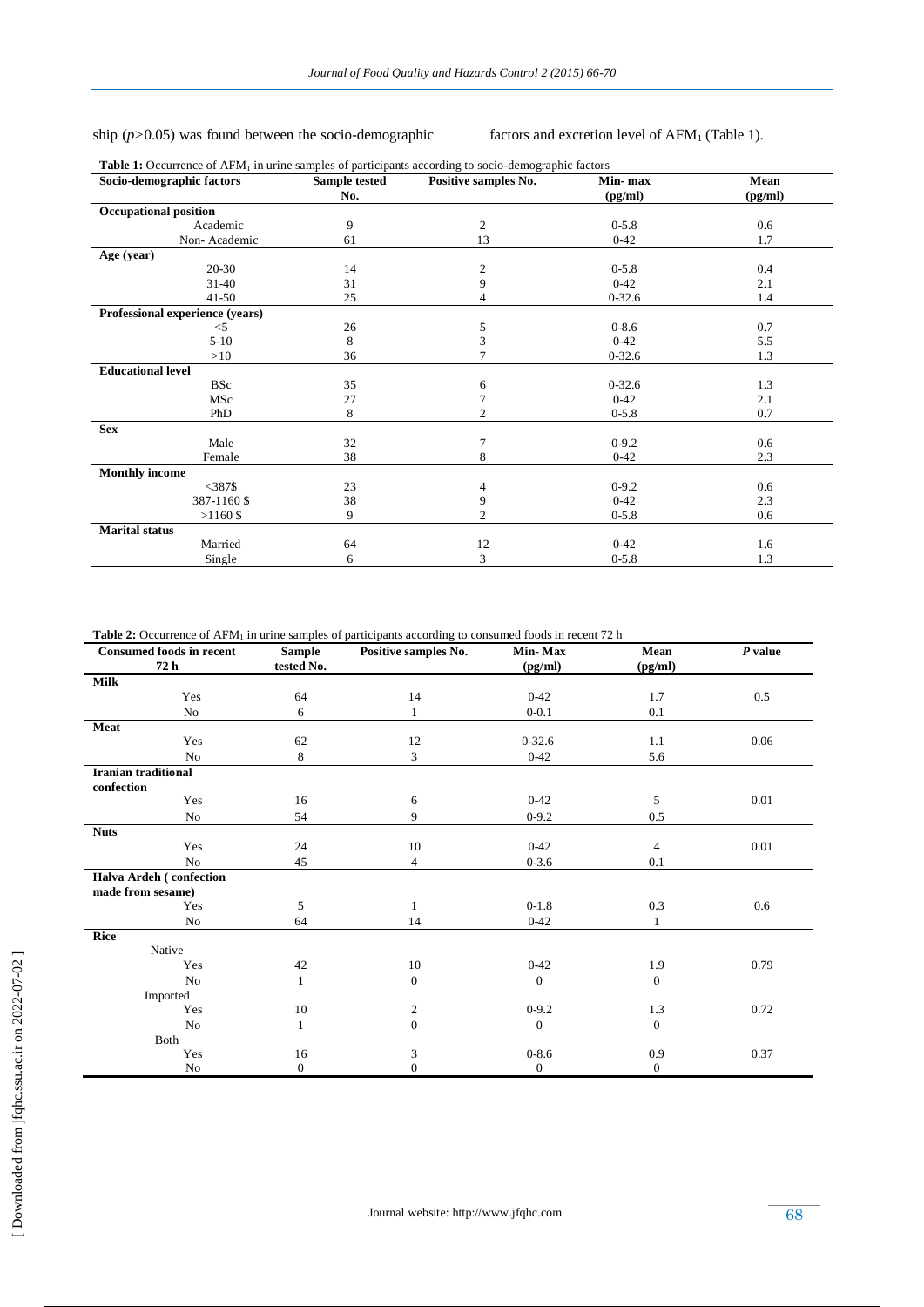ship ($p>0.05$) was found between the socio-demographic factors and excretion level of $AFM_1$ (Table 1).

**Table 1:** Occurrence of $AFM_1$ in urine samples of participants according to socio-demographic factors

| Socio-demographic factors | Sample tested No. | Positive samples No. | Min- max (pg/ml) | Mean (pg/ml) |
|---|---|---|---|---|
| **Occupational position** | | | | |
| Academic | 9 | 2 | 0-5.8 | 0.6 |
| Non- Academic | 61 | 13 | 0-42 | 1.7 |
| **Age (year)** | | | | |
| 20-30 | 14 | 2 | 0-5.8 | 0.4 |
| 31-40 | 31 | 9 | 0-42 | 2.1 |
| 41-50 | 25 | 4 | 0-32.6 | 1.4 |
| **Professional experience (years)** | | | | |
| <5 | 26 | 5 | 0-8.6 | 0.7 |
| 5-10 | 8 | 3 | 0-42 | 5.5 |
| >10 | 36 | 7 | 0-32.6 | 1.3 |
| **Educational level** | | | | |
| BSc | 35 | 6 | 0-32.6 | 1.3 |
| MSc | 27 | 7 | 0-42 | 2.1 |
| PhD | 8 | 2 | 0-5.8 | 0.7 |
| **Sex** | | | | |
| Male | 32 | 7 | 0-9.2 | 0.6 |
| Female | 38 | 8 | 0-42 | 2.3 |
| **Monthly income** | | | | |
| <387$ | 23 | 4 | 0-9.2 | 0.6 |
| 387-1160 $ | 38 | 9 | 0-42 | 2.3 |
| >1160 $ | 9 | 2 | 0-5.8 | 0.6 |
| **Marital status** | | | | |
| Married | 64 | 12 | 0-42 | 1.6 |
| Single | 6 | 3 | 0-5.8 | 1.3 |

**Table 2:** Occurrence of $AFM_1$ in urine samples of participants according to consumed foods in recent 72 h

| Consumed foods in recent 72 h | Sample tested No. | Positive samples No. | Min- Max (pg/ml) | Mean (pg/ml) | *P* value |
|---|---|---|---|---|---|
| **Milk** | | | | | |
| Yes | 64 | 14 | 0-42 | 1.7 | 0.5 |
| No | 6 | 1 | 0-0.1 | 0.1 | |
| **Meat** | | | | | |
| Yes | 62 | 12 | 0-32.6 | 1.1 | 0.06 |
| No | 8 | 3 | 0-42 | 5.6 | |
| **Iranian traditional confection** | | | | | |
| Yes | 16 | 6 | 0-42 | 5 | 0.01 |
| No | 54 | 9 | 0-9.2 | 0.5 | |
| **Nuts** | | | | | |
| Yes | 24 | 10 | 0-42 | 4 | 0.01 |
| No | 45 | 4 | 0-3.6 | 0.1 | |
| **Halva Ardeh ( confection made from sesame)** | | | | | |
| Yes | 5 | 1 | 0-1.8 | 0.3 | 0.6 |
| No | 64 | 14 | 0-42 | 1 | |
| **Rice** | | | | | |
| Native | | | | | |
| Yes | 42 | 10 | 0-42 | 1.9 | 0.79 |
| No | 1 | 0 | 0 | 0 | |
| Imported | | | | | |
| Yes | 10 | 2 | 0-9.2 | 1.3 | 0.72 |
| No | 1 | 0 | 0 | 0 | |
| Both | | | | | |
| Yes | 16 | 3 | 0-8.6 | 0.9 | 0.37 |
| No | 0 | 0 | 0 | 0 | |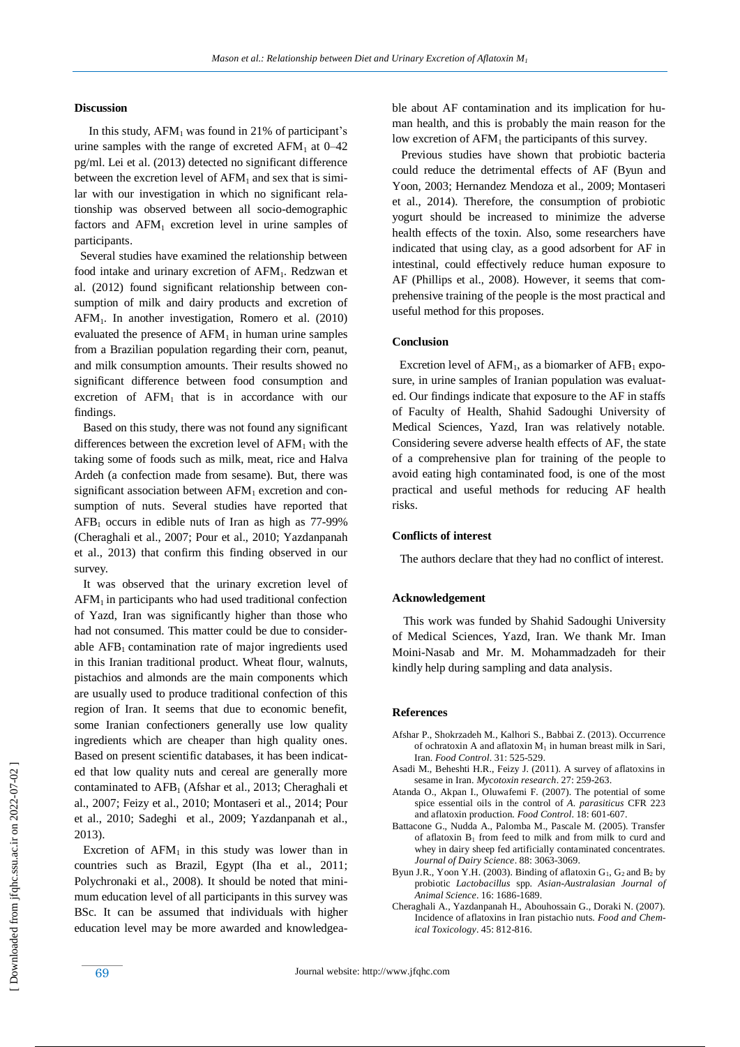## Discussion

In this study, $AFM_1$ was found in 21% of participant's urine samples with the range of excreted $AFM_1$ at 0–42 pg/ml. Lei et al. (2013) detected no significant difference between the excretion level of $AFM_1$ and sex that is similar with our investigation in which no significant relationship was observed between all socio-demographic factors and $AFM_1$ excretion level in urine samples of participants.

Several studies have examined the relationship between food intake and urinary excretion of $AFM_1$. Redzwan et al. (2012) found significant relationship between consumption of milk and dairy products and excretion of $AFM_1$. In another investigation, Romero et al. (2010) evaluated the presence of $AFM_1$ in human urine samples from a Brazilian population regarding their corn, peanut, and milk consumption amounts. Their results showed no significant difference between food consumption and excretion of $AFM_1$ that is in accordance with our findings.

Based on this study, there was not found any significant differences between the excretion level of $AFM_1$ with the taking some of foods such as milk, meat, rice and Halva Ardeh (a confection made from sesame). But, there was significant association between $AFM_1$ excretion and consumption of nuts. Several studies have reported that $AFB_1$ occurs in edible nuts of Iran as high as 77-99% (Cheraghali et al., 2007; Pour et al., 2010; Yazdanpanah et al., 2013) that confirm this finding observed in our survey.

It was observed that the urinary excretion level of $AFM_1$ in participants who had used traditional confection of Yazd, Iran was significantly higher than those who had not consumed. This matter could be due to considerable $AFB_1$ contamination rate of major ingredients used in this Iranian traditional product. Wheat flour, walnuts, pistachios and almonds are the main components which are usually used to produce traditional confection of this region of Iran. It seems that due to economic benefit, some Iranian confectioners generally use low quality ingredients which are cheaper than high quality ones. Based on present scientific databases, it has been indicated that low quality nuts and cereal are generally more contaminated to $AFB_1$ (Afshar et al., 2013; Cheraghali et al., 2007; Feizy et al., 2010; Montaseri et al., 2014; Pour et al., 2010; Sadeghi et al., 2009; Yazdanpanah et al., 2013).

Excretion of $AFM_1$ in this study was lower than in countries such as Brazil, Egypt (Iha et al., 2011; Polychronaki et al., 2008). It should be noted that minimum education level of all participants in this survey was BSc. It can be assumed that individuals with higher education level may be more awarded and knowledgeable about AF contamination and its implication for human health, and this is probably the main reason for the low excretion of $AFM_1$ the participants of this survey.

Previous studies have shown that probiotic bacteria could reduce the detrimental effects of AF (Byun and Yoon, 2003; Hernandez Mendoza et al., 2009; Montaseri et al., 2014). Therefore, the consumption of probiotic yogurt should be increased to minimize the adverse health effects of the toxin. Also, some researchers have indicated that using clay, as a good adsorbent for AF in intestinal, could effectively reduce human exposure to AF (Phillips et al., 2008). However, it seems that comprehensive training of the people is the most practical and useful method for this proposes.

## Conclusion

Excretion level of $AFM_1$, as a biomarker of $AFB_1$ exposure, in urine samples of Iranian population was evaluated. Our findings indicate that exposure to the AF in staffs of Faculty of Health, Shahid Sadoughi University of Medical Sciences, Yazd, Iran was relatively notable. Considering severe adverse health effects of AF, the state of a comprehensive plan for training of the people to avoid eating high contaminated food, is one of the most practical and useful methods for reducing AF health risks.

## Conflicts of interest

The authors declare that they had no conflict of interest.

## Acknowledgement

This work was funded by Shahid Sadoughi University of Medical Sciences, Yazd, Iran. We thank Mr. Iman Moini-Nasab and Mr. M. Mohammadzadeh for their kindly help during sampling and data analysis.

## References

- Afshar P., Shokrzadeh M., Kalhori S., Babbai Z. (2013). Occurrence of ochratoxin A and aflatoxin $M_1$ in human breast milk in Sari, Iran. *Food Control*. 31: 525-529.
- Asadi M., Beheshti H.R., Feizy J. (2011). A survey of aflatoxins in sesame in Iran. *Mycotoxin research*. 27: 259-263.
- Atanda O., Akpan I., Oluwafemi F. (2007). The potential of some spice essential oils in the control of *A. parasiticus* CFR 223 and aflatoxin production. *Food Control*. 18: 601-607.
- Battacone G., Nudda A., Palomba M., Pascale M. (2005). Transfer of aflatoxin $B_1$ from feed to milk and from milk to curd and whey in dairy sheep fed artificially contaminated concentrates. *Journal of Dairy Science*. 88: 3063-3069.
- Byun J.R., Yoon Y.H. (2003). Binding of aflatoxin $G_1$, $G_2$ and $B_2$ by probiotic *Lactobacillus* spp. *Asian-Australasian Journal of Animal Science*. 16: 1686-1689.
- Cheraghali A., Yazdanpanah H., Abouhossain G., Doraki N. (2007). Incidence of aflatoxins in Iran pistachio nuts. *Food and Chemical Toxicology*. 45: 812-816.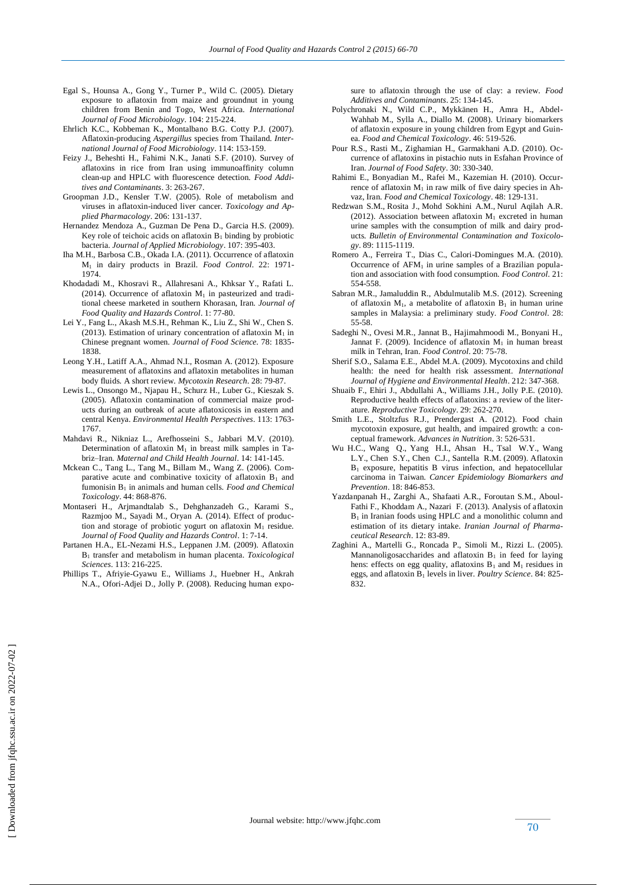Egal S., Hounsa A., Gong Y., Turner P., Wild C. (2005). Dietary exposure to aflatoxin from maize and groundnut in young children from Benin and Togo, West Africa. *International Journal of Food Microbiology*. 104: 215-224.

Ehrlich K.C., Kobbeman K., Montalbano B.G. Cotty P.J. (2007). Aflatoxin-producing *Aspergillus* species from Thailand. *International Journal of Food Microbiology*. 114: 153-159.

Feizy J., Beheshti H., Fahimi N.K., Janati S.F. (2010). Survey of aflatoxins in rice from Iran using immunoaffinity column clean-up and HPLC with fluorescence detection. *Food Additives and Contaminants*. 3: 263-267.

Groopman J.D., Kensler T.W. (2005). Role of metabolism and viruses in aflatoxin-induced liver cancer. *Toxicology and Applied Pharmacology*. 206: 131-137.

Hernandez Mendoza A., Guzman De Pena D., Garcia H.S. (2009). Key role of teichoic acids on aflatoxin $B_1$ binding by probiotic bacteria. *Journal of Applied Microbiology*. 107: 395-403.

Iha M.H., Barbosa C.B., Okada I.A. (2011). Occurrence of aflatoxin $M_1$ in dairy products in Brazil. *Food Control*. 22: 1971-1974.

Khodadadi M., Khosravi R., Allahresani A., Khksar Y., Rafati L. (2014). Occurrence of aflatoxin $M_1$ in pasteurized and traditional cheese marketed in southern Khorasan, Iran. *Journal of Food Quality and Hazards Control*. 1: 77-80.

Lei Y., Fang L., Akash M.S.H., Rehman K., Liu Z., Shi W., Chen S. (2013). Estimation of urinary concentration of aflatoxin $M_1$ in Chinese pregnant women. *Journal of Food Science*. 78: 1835-1838.

Leong Y.H., Latiff A.A., Ahmad N.I., Rosman A. (2012). Exposure measurement of aflatoxins and aflatoxin metabolites in human body fluids. A short review. *Mycotoxin Research*. 28: 79-87.

Lewis L., Onsongo M., Njapau H., Schurz H., Luber G., Kieszak S. (2005). Aflatoxin contamination of commercial maize products during an outbreak of acute aflatoxicosis in eastern and central Kenya. *Environmental Health Perspectives*. 113: 1763-1767.

Mahdavi R., Nikniaz L., Arefhosseini S., Jabbari M.V. (2010). Determination of aflatoxin $M_1$ in breast milk samples in Tabriz–Iran. *Maternal and Child Health Journal*. 14: 141-145.

Mckean C., Tang L., Tang M., Billam M., Wang Z. (2006). Comparative acute and combinative toxicity of aflatoxin $B_1$ and fumonisin $B_1$ in animals and human cells. *Food and Chemical Toxicology*. 44: 868-876.

Montaseri H., Arjmandtalab S., Dehghanzadeh G., Karami S., Razmjoo M., Sayadi M., Oryan A. (2014). Effect of production and storage of probiotic yogurt on aflatoxin $M_1$ residue. *Journal of Food Quality and Hazards Control*. 1: 7-14.

Partanen H.A., EL-Nezami H.S., Leppanen J.M. (2009). Aflatoxin $B_1$ transfer and metabolism in human placenta. *Toxicological Sciences*. 113: 216-225.

Phillips T., Afriyie-Gyawu E., Williams J., Huebner H., Ankrah N.A., Ofori-Adjei D., Jolly P. (2008). Reducing human exposure to aflatoxin through the use of clay: a review. *Food Additives and Contaminants*. 25: 134-145.

Polychronaki N., Wild C.P., Mykkänen H., Amra H., Abdel-Wahhab M., Sylla A., Diallo M. (2008). Urinary biomarkers of aflatoxin exposure in young children from Egypt and Guinea. *Food and Chemical Toxicology*. 46: 519-526.

Pour R.S., Rasti M., Zighamian H., Garmakhani A.D. (2010). Occurrence of aflatoxins in pistachio nuts in Esfahan Province of Iran. *Journal of Food Safety*. 30: 330-340.

Rahimi E., Bonyadian M., Rafei M., Kazemian H. (2010). Occurrence of aflatoxin $M_1$ in raw milk of five dairy species in Ahvaz, Iran. *Food and Chemical Toxicology*. 48: 129-131.

Redzwan S.M., Rosita J., Mohd Sokhini A.M., Nurul Aqilah A.R. (2012). Association between aflatoxin $M_1$ excreted in human urine samples with the consumption of milk and dairy products. *Bulletin of Environmental Contamination and Toxicology*. 89: 1115-1119.

Romero A., Ferreira T., Dias C., Calori-Domingues M.A. (2010). Occurrence of $AFM_1$ in urine samples of a Brazilian population and association with food consumption. *Food Control*. 21: 554-558.

Sabran M.R., Jamaluddin R., Abdulmutalib M.S. (2012). Screening of aflatoxin $M_1$, a metabolite of aflatoxin $B_1$ in human urine samples in Malaysia: a preliminary study. *Food Control*. 28: 55-58.

Sadeghi N., Ovesi M.R., Jannat B., Hajimahmoodi M., Bonyani H., Jannat F. (2009). Incidence of aflatoxin $M_1$ in human breast milk in Tehran, Iran. *Food Control*. 20: 75-78.

Sherif S.O., Salama E.E., Abdel M.A. (2009). Mycotoxins and child health: the need for health risk assessment. *International Journal of Hygiene and Environmental Health*. 212: 347-368.

Shuaib F., Ehiri J., Abdullahi A., Williams J.H., Jolly P.E. (2010). Reproductive health effects of aflatoxins: a review of the literature. *Reproductive Toxicology*. 29: 262-270.

Smith L.E., Stoltzfus R.J., Prendergast A. (2012). Food chain mycotoxin exposure, gut health, and impaired growth: a conceptual framework. *Advances in Nutrition*. 3: 526-531.

Wu H.C., Wang Q., Yang H.I., Ahsan H., Tsal W.Y., Wang L.Y., Chen S.Y., Chen C.J., Santella R.M. (2009). Aflatoxin $B_1$ exposure, hepatitis B virus infection, and hepatocellular carcinoma in Taiwan. *Cancer Epidemiology Biomarkers and Prevention*. 18: 846-853.

Yazdanpanah H., Zarghi A., Shafaati A.R., Foroutan S.M., Aboul-Fathi F., Khoddam A., Nazari F. (2013). Analysis of aflatoxin $B_1$ in Iranian foods using HPLC and a monolithic column and estimation of its dietary intake. *Iranian Journal of Pharmaceutical Research*. 12: 83-89.

Zaghini A., Martelli G., Roncada P., Simoli M., Rizzi L. (2005). Mannanoligosaccharides and aflatoxin $B_1$ in feed for laying hens: effects on egg quality, aflatoxins $B_1$ and $M_1$ residues in eggs, and aflatoxin $B_1$ levels in liver. *Poultry Science*. 84: 825-832.